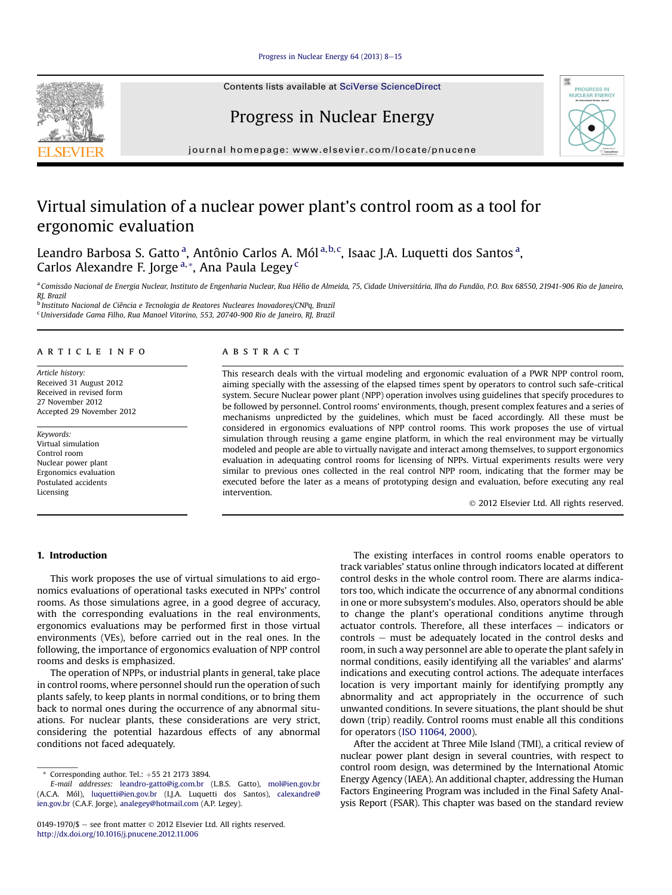# Virtual simulation of a nuclear power plant's control room as a tool for ergonomic evaluation

Leandro Barbosa S. Gatto [a], Antônio Carlos A. Mól [a,b,c], Isaac J.A. Luquetti dos Santos [a], Carlos Alexandre F. Jorge [a,*], Ana Paula Legey [c]

[a] Comissão Nacional de Energia Nuclear, Instituto de Engenharia Nuclear, Rua Hélio de Almeida, 75, Cidade Universitária, Ilha do Fundão, P.O. Box 68550, 21941-906 Rio de Janeiro, RJ, Brazil

[b] Instituto Nacional de Ciência e Tecnologia de Reatores Nucleares Inovadores/CNPq, Brazil

[c] Universidade Gama Filho, Rua Manoel Vitorino, 553, 20740-900 Rio de Janeiro, RJ, Brazil

## ARTICLE INFO

*Article history:*
Received 31 August 2012
Received in revised form
27 November 2012
Accepted 29 November 2012

*Keywords:*
Virtual simulation
Control room
Nuclear power plant
Ergonomics evaluation
Postulated accidents
Licensing

## ABSTRACT

This research deals with the virtual modeling and ergonomic evaluation of a PWR NPP control room, aiming specially with the assessing of the elapsed times spent by operators to control such safe-critical system. Secure Nuclear power plant (NPP) operation involves using guidelines that specify procedures to be followed by personnel. Control rooms' environments, though, present complex features and a series of mechanisms unpredicted by the guidelines, which must be faced accordingly. All these must be considered in ergonomics evaluations of NPP control rooms. This work proposes the use of virtual simulation through reusing a game engine platform, in which the real environment may be virtually modeled and people are able to virtually navigate and interact among themselves, to support ergonomics evaluation in adequating control rooms for licensing of NPPs. Virtual experiments results were very similar to previous ones collected in the real control NPP room, indicating that the former may be executed before the later as a means of prototyping design and evaluation, before executing any real intervention.

© 2012 Elsevier Ltd. All rights reserved.

## 1. Introduction

This work proposes the use of virtual simulations to aid ergonomics evaluations of operational tasks executed in NPPs' control rooms. As those simulations agree, in a good degree of accuracy, with the corresponding evaluations in the real environments, ergonomics evaluations may be performed first in those virtual environments (VEs), before carried out in the real ones. In the following, the importance of ergonomics evaluation of NPP control rooms and desks is emphasized.

The operation of NPPs, or industrial plants in general, take place in control rooms, where personnel should run the operation of such plants safely, to keep plants in normal conditions, or to bring them back to normal ones during the occurrence of any abnormal situations. For nuclear plants, these considerations are very strict, considering the potential hazardous effects of any abnormal conditions not faced adequately.

The existing interfaces in control rooms enable operators to track variables' status online through indicators located at different control desks in the whole control room. There are alarms indicators too, which indicate the occurrence of any abnormal conditions in one or more subsystem's modules. Also, operators should be able to change the plant's operational conditions anytime through actuator controls. Therefore, all these interfaces – indicators or controls – must be adequately located in the control desks and room, in such a way personnel are able to operate the plant safely in normal conditions, easily identifying all the variables' and alarms' indications and executing control actions. The adequate interfaces location is very important mainly for identifying promptly any abnormality and act appropriately in the occurrence of such unwanted conditions. In severe situations, the plant should be shut down (trip) readily. Control rooms must enable all this conditions for operators (ISO 11064, 2000).

After the accident at Three Mile Island (TMI), a critical review of nuclear power plant design in several countries, with respect to control room design, was determined by the International Atomic Energy Agency (IAEA). An additional chapter, addressing the Human Factors Engineering Program was included in the Final Safety Analysis Report (FSAR). This chapter was based on the standard review

* Corresponding author. Tel.: +55 21 2173 3894.
*E-mail addresses:* leandro-gatto@ig.com.br (L.B.S. Gatto), mol@ien.gov.br (A.C.A. Mól), luquetti@ien.gov.br (I.J.A. Luquetti dos Santos), calexandre@ien.gov.br (C.A.F. Jorge), analegey@hotmail.com (A.P. Legey).

0149-1970/$ – see front matter © 2012 Elsevier Ltd. All rights reserved.
http://dx.doi.org/10.1016/j.pnucene.2012.11.006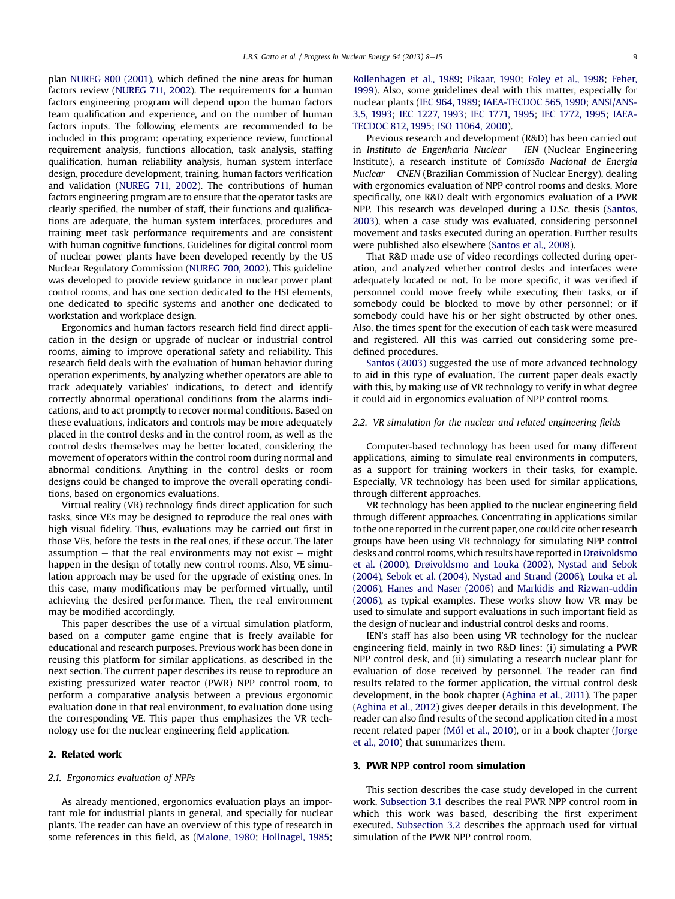plan NUREG 800 (2001), which defined the nine areas for human factors review (NUREG 711, 2002). The requirements for a human factors engineering program will depend upon the human factors team qualification and experience, and on the number of human factors inputs. The following elements are recommended to be included in this program: operating experience review, functional requirement analysis, functions allocation, task analysis, staffing qualification, human reliability analysis, human system interface design, procedure development, training, human factors verification and validation (NUREG 711, 2002). The contributions of human factors engineering program are to ensure that the operator tasks are clearly specified, the number of staff, their functions and qualifications are adequate, the human system interfaces, procedures and training meet task performance requirements and are consistent with human cognitive functions. Guidelines for digital control room of nuclear power plants have been developed recently by the US Nuclear Regulatory Commission (NUREG 700, 2002). This guideline was developed to provide review guidance in nuclear power plant control rooms, and has one section dedicated to the HSI elements, one dedicated to specific systems and another one dedicated to workstation and workplace design.

Ergonomics and human factors research field find direct application in the design or upgrade of nuclear or industrial control rooms, aiming to improve operational safety and reliability. This research field deals with the evaluation of human behavior during operation experiments, by analyzing whether operators are able to track adequately variables' indications, to detect and identify correctly abnormal operational conditions from the alarms indications, and to act promptly to recover normal conditions. Based on these evaluations, indicators and controls may be more adequately placed in the control desks and in the control room, as well as the control desks themselves may be better located, considering the movement of operators within the control room during normal and abnormal conditions. Anything in the control desks or room designs could be changed to improve the overall operating conditions, based on ergonomics evaluations.

Virtual reality (VR) technology finds direct application for such tasks, since VEs may be designed to reproduce the real ones with high visual fidelity. Thus, evaluations may be carried out first in those VEs, before the tests in the real ones, if these occur. The later assumption – that the real environments may not exist – might happen in the design of totally new control rooms. Also, VE simulation approach may be used for the upgrade of existing ones. In this case, many modifications may be performed virtually, until achieving the desired performance. Then, the real environment may be modified accordingly.

This paper describes the use of a virtual simulation platform, based on a computer game engine that is freely available for educational and research purposes. Previous work has been done in reusing this platform for similar applications, as described in the next section. The current paper describes its reuse to reproduce an existing pressurized water reactor (PWR) NPP control room, to perform a comparative analysis between a previous ergonomic evaluation done in that real environment, to evaluation done using the corresponding VE. This paper thus emphasizes the VR technology use for the nuclear engineering field application.

## 2. Related work

### 2.1. Ergonomics evaluation of NPPs

As already mentioned, ergonomics evaluation plays an important role for industrial plants in general, and specially for nuclear plants. The reader can have an overview of this type of research in some references in this field, as (Malone, 1980; Hollnagel, 1985; Rollenhagen et al., 1989; Pikaar, 1990; Foley et al., 1998; Feher, 1999). Also, some guidelines deal with this matter, especially for nuclear plants (IEC 964, 1989; IAEA-TECDOC 565, 1990; ANSI/ANS-3.5, 1993; IEC 1227, 1993; IEC 1771, 1995; IEC 1772, 1995; IAEA-TECDOC 812, 1995; ISO 11064, 2000).

Previous research and development (R&D) has been carried out in *Instituto de Engenharia Nuclear – IEN* (Nuclear Engineering Institute), a research institute of *Comissão Nacional de Energia Nuclear – CNEN* (Brazilian Commission of Nuclear Energy), dealing with ergonomics evaluation of NPP control rooms and desks. More specifically, one R&D dealt with ergonomics evaluation of a PWR NPP. This research was developed during a D.Sc. thesis (Santos, 2003), when a case study was evaluated, considering personnel movement and tasks executed during an operation. Further results were published also elsewhere (Santos et al., 2008).

That R&D made use of video recordings collected during operation, and analyzed whether control desks and interfaces were adequately located or not. To be more specific, it was verified if personnel could move freely while executing their tasks, or if somebody could be blocked to move by other personnel; or if somebody could have his or her sight obstructed by other ones. Also, the times spent for the execution of each task were measured and registered. All this was carried out considering some predefined procedures.

Santos (2003) suggested the use of more advanced technology to aid in this type of evaluation. The current paper deals exactly with this, by making use of VR technology to verify in what degree it could aid in ergonomics evaluation of NPP control rooms.

### 2.2. VR simulation for the nuclear and related engineering fields

Computer-based technology has been used for many different applications, aiming to simulate real environments in computers, as a support for training workers in their tasks, for example. Especially, VR technology has been used for similar applications, through different approaches.

VR technology has been applied to the nuclear engineering field through different approaches. Concentrating in applications similar to the one reported in the current paper, one could cite other research groups have been using VR technology for simulating NPP control desks and control rooms, which results have reported in Drøivoldsmo et al. (2000), Drøivoldsmo and Louka (2002), Nystad and Sebok (2004), Sebok et al. (2004), Nystad and Strand (2006), Louka et al. (2006), Hanes and Naser (2006) and Markidis and Rizwan-uddin (2006), as typical examples. These works show how VR may be used to simulate and support evaluations in such important field as the design of nuclear and industrial control desks and rooms.

IEN's staff has also been using VR technology for the nuclear engineering field, mainly in two R&D lines: (i) simulating a PWR NPP control desk, and (ii) simulating a research nuclear plant for evaluation of dose received by personnel. The reader can find results related to the former application, the virtual control desk development, in the book chapter (Aghina et al., 2011). The paper (Aghina et al., 2012) gives deeper details in this development. The reader can also find results of the second application cited in a most recent related paper (Mól et al., 2010), or in a book chapter (Jorge et al., 2010) that summarizes them.

## 3. PWR NPP control room simulation

This section describes the case study developed in the current work. Subsection 3.1 describes the real PWR NPP control room in which this work was based, describing the first experiment executed. Subsection 3.2 describes the approach used for virtual simulation of the PWR NPP control room.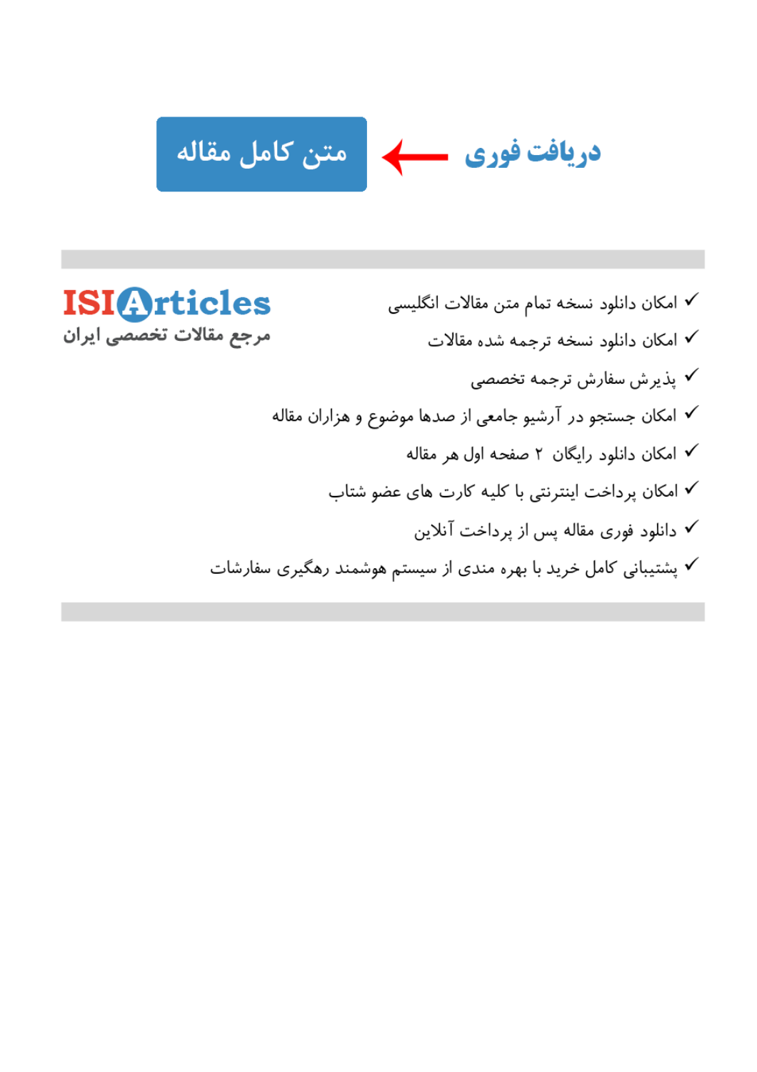دریافت فوری ← متن کامل مقاله

**ISIArticles**
مرجع مقالات تخصصی ایران

- ✓ امکان دانلود نسخه تمام متن مقالات انگلیسی
- ✓ امکان دانلود نسخه ترجمه شده مقالات
- ✓ پذیرش سفارش ترجمه تخصصی
- ✓ امکان جستجو در آرشیو جامعی از صدها موضوع و هزاران مقاله
- ✓ امکان دانلود رایگان ۲ صفحه اول هر مقاله
- ✓ امکان پرداخت اینترنتی با کلیه کارت های عضو شتاب
- ✓ دانلود فوری مقاله پس از پرداخت آنلاین
- ✓ پشتیبانی کامل خرید با بهره مندی از سیستم هوشمند رهگیری سفارشات